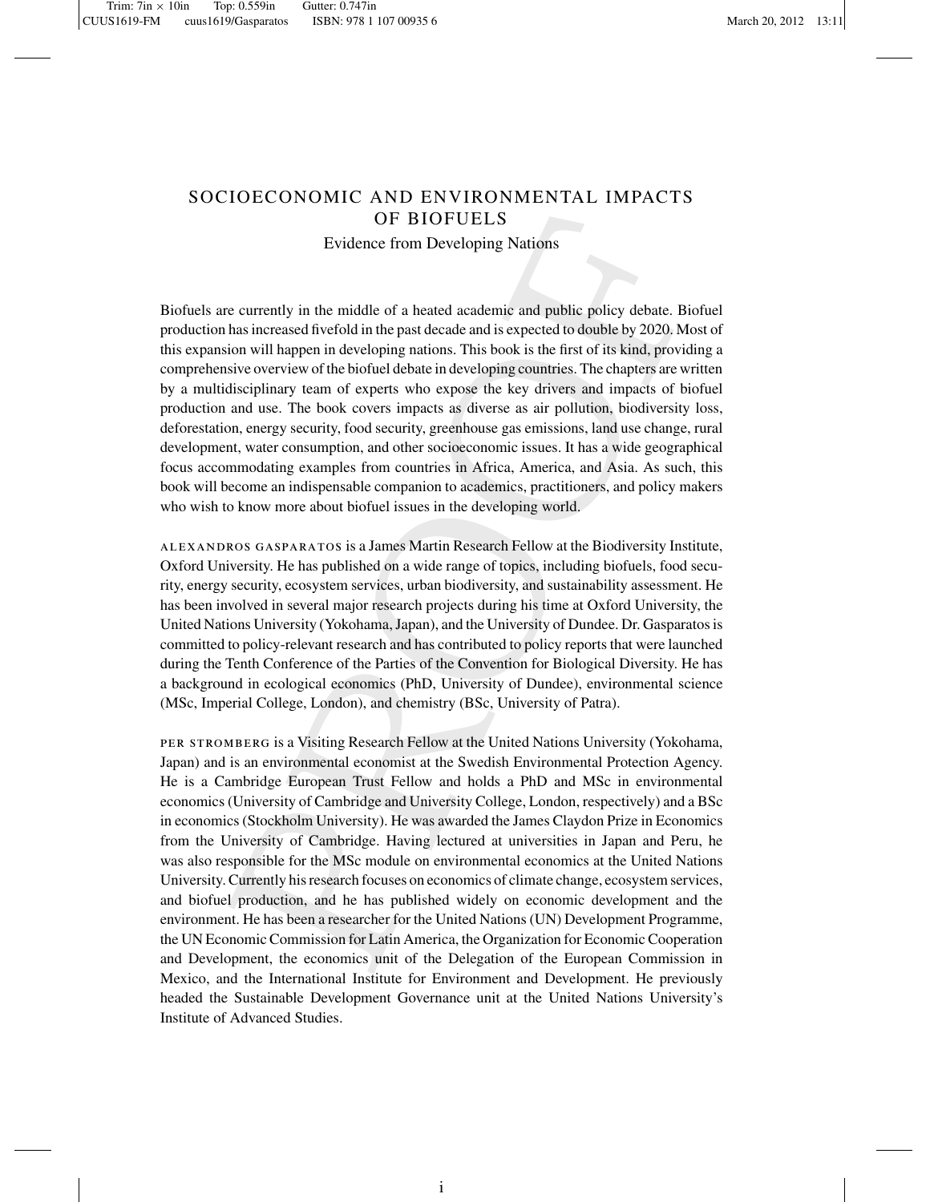# SOCIOECONOMIC AND ENVIRONMENTAL IMPACTS OF BIOFUELS

## Evidence from Developing Nations

Biofuels are currently in the middle of a heated academic and public policy debate. Biofuel production has increased fivefold in the past decade and is expected to double by 2020. Most of this expansion will happen in developing nations. This book is the first of its kind, providing a comprehensive overview of the biofuel debate in developing countries. The chapters are written by a multidisciplinary team of experts who expose the key drivers and impacts of biofuel production and use. The book covers impacts as diverse as air pollution, biodiversity loss, deforestation, energy security, food security, greenhouse gas emissions, land use change, rural development, water consumption, and other socioeconomic issues. It has a wide geographical focus accommodating examples from countries in Africa, America, and Asia. As such, this book will become an indispensable companion to academics, practitioners, and policy makers who wish to know more about biofuel issues in the developing world.

ALEXANDROS GASPARATOS is a James Martin Research Fellow at the Biodiversity Institute, Oxford University. He has published on a wide range of topics, including biofuels, food security, energy security, ecosystem services, urban biodiversity, and sustainability assessment. He has been involved in several major research projects during his time at Oxford University, the United Nations University (Yokohama, Japan), and the University of Dundee. Dr. Gasparatos is committed to policy-relevant research and has contributed to policy reports that were launched during the Tenth Conference of the Parties of the Convention for Biological Diversity. He has a background in ecological economics (PhD, University of Dundee), environmental science (MSc, Imperial College, London), and chemistry (BSc, University of Patra).

PER STROMBERG is a Visiting Research Fellow at the United Nations University (Yokohama, Japan) and is an environmental economist at the Swedish Environmental Protection Agency. He is a Cambridge European Trust Fellow and holds a PhD and MSc in environmental economics (University of Cambridge and University College, London, respectively) and a BSc in economics (Stockholm University). He was awarded the James Claydon Prize in Economics from the University of Cambridge. Having lectured at universities in Japan and Peru, he was also responsible for the MSc module on environmental economics at the United Nations University. Currently his research focuses on economics of climate change, ecosystem services, and biofuel production, and he has published widely on economic development and the environment. He has been a researcher for the United Nations (UN) Development Programme, the UN Economic Commission for Latin America, the Organization for Economic Cooperation and Development, the economics unit of the Delegation of the European Commission in Mexico, and the International Institute for Environment and Development. He previously headed the Sustainable Development Governance unit at the United Nations University's Institute of Advanced Studies.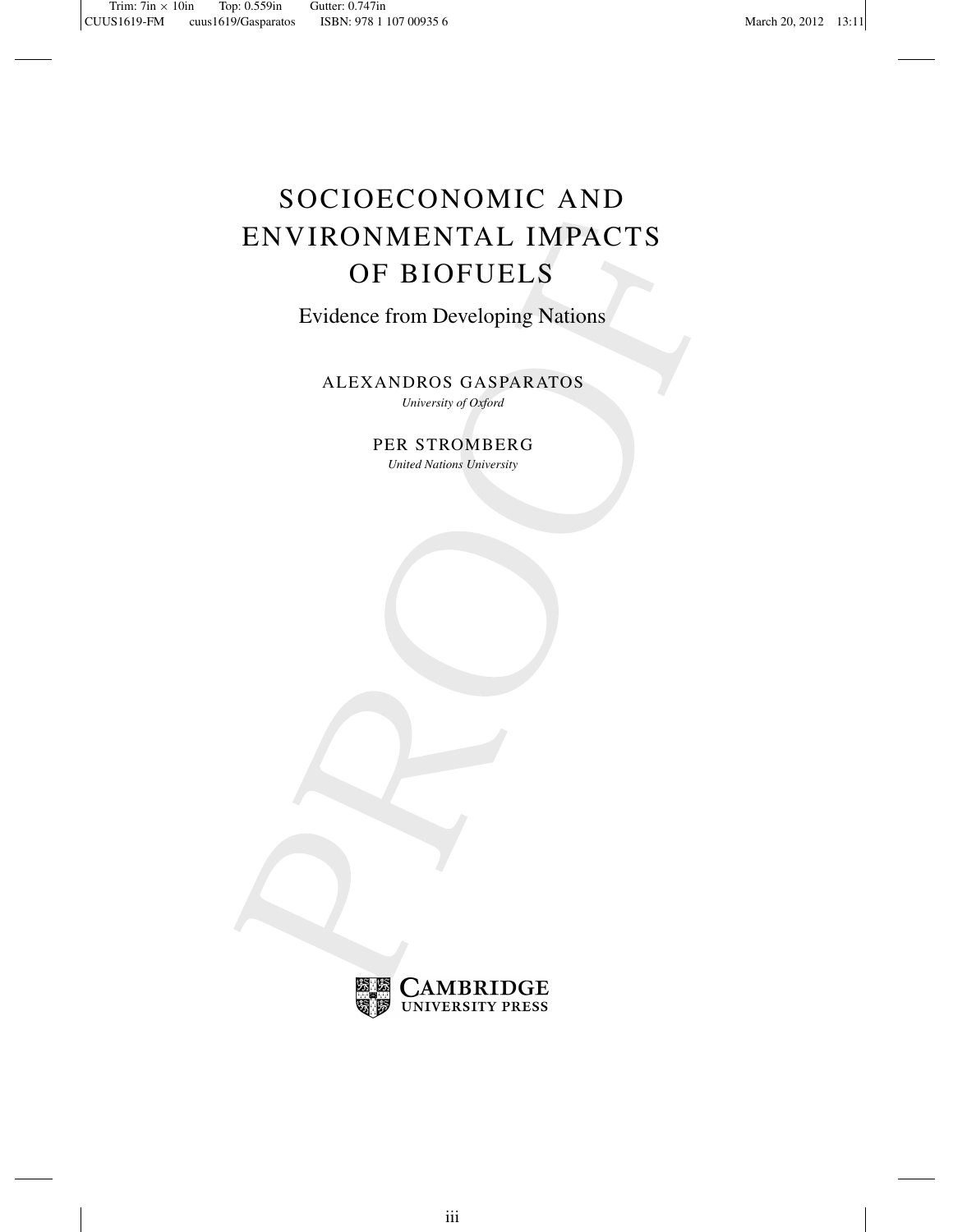# SOCIOECONOMIC AND ENVIRONMENTAL IMPACTS OF BIOFUELS

## Evidence from Developing Nations

ALEXANDROS GASPARATOS

*University of Oxford*

PER STROMBERG

*United Nations University*

CAMBRIDGE UNIVERSITY PRESS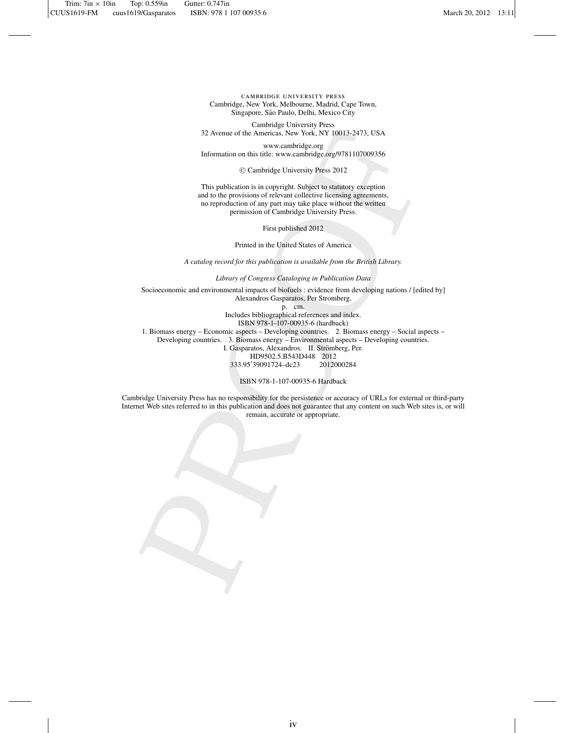CAMBRIDGE UNIVERSITY PRESS
Cambridge, New York, Melbourne, Madrid, Cape Town,
Singapore, São Paulo, Delhi, Mexico City

Cambridge University Press
32 Avenue of the Americas, New York, NY 10013-2473, USA

www.cambridge.org
Information on this title: www.cambridge.org/9781107009356

© Cambridge University Press 2012

This publication is in copyright. Subject to statutory exception
and to the provisions of relevant collective licensing agreements,
no reproduction of any part may take place without the written
permission of Cambridge University Press.

First published 2012

Printed in the United States of America

*A catalog record for this publication is available from the British Library.*

*Library of Congress Cataloging in Publication Data*

Socioeconomic and environmental impacts of biofuels : evidence from developing nations / [edited by]
Alexandros Gasparatos, Per Stromberg.
p. cm.
Includes bibliographical references and index.
ISBN 978-1-107-00935-6 (hardback)
1. Biomass energy – Economic aspects – Developing countries. 2. Biomass energy – Social aspects –
Developing countries. 3. Biomass energy – Environmental aspects – Developing countries.
I. Gasparatos, Alexandros. II. Strömberg, Per.
HD9502.5.B543D448 2012
333.95′39091724–dc23 2012000284

ISBN 978-1-107-00935-6 Hardback

Cambridge University Press has no responsibility for the persistence or accuracy of URLs for external or third-party
Internet Web sites referred to in this publication and does not guarantee that any content on such Web sites is, or will
remain, accurate or appropriate.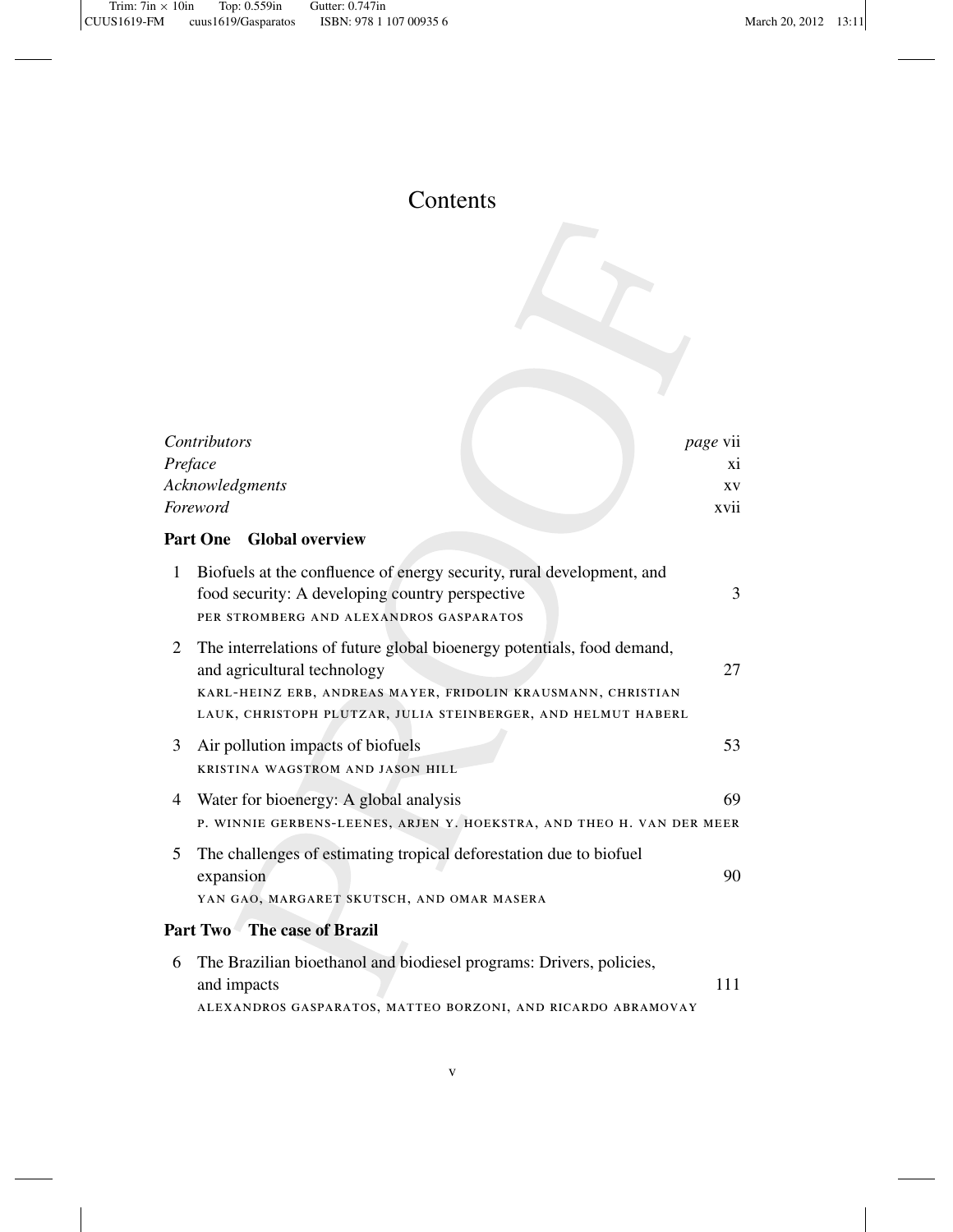# Contents

*Contributors* — *page* vii

*Preface* — xi

*Acknowledgments* — xv

*Foreword* — xvii

## Part One Global overview

1. Biofuels at the confluence of energy security, rural development, and food security: A developing country perspective — 3
   PER STROMBERG AND ALEXANDROS GASPARATOS

2. The interrelations of future global bioenergy potentials, food demand, and agricultural technology — 27
   KARL-HEINZ ERB, ANDREAS MAYER, FRIDOLIN KRAUSMANN, CHRISTIAN LAUK, CHRISTOPH PLUTZAR, JULIA STEINBERGER, AND HELMUT HABERL

3. Air pollution impacts of biofuels — 53
   KRISTINA WAGSTROM AND JASON HILL

4. Water for bioenergy: A global analysis — 69
   P. WINNIE GERBENS-LEENES, ARJEN Y. HOEKSTRA, AND THEO H. VAN DER MEER

5. The challenges of estimating tropical deforestation due to biofuel expansion — 90
   YAN GAO, MARGARET SKUTSCH, AND OMAR MASERA

## Part Two The case of Brazil

6. The Brazilian bioethanol and biodiesel programs: Drivers, policies, and impacts — 111
   ALEXANDROS GASPARATOS, MATTEO BORZONI, AND RICARDO ABRAMOVAY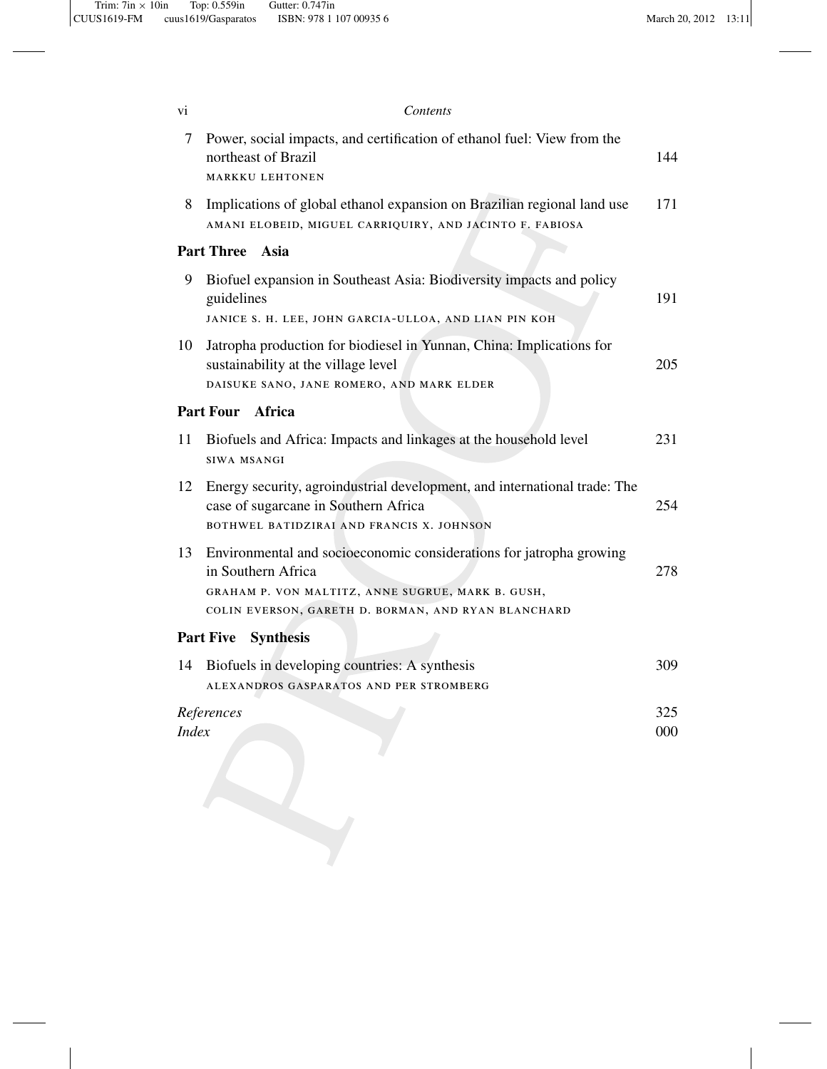7 Power, social impacts, and certification of ethanol fuel: View from the northeast of Brazil — 144
MARKKU LEHTONEN

8 Implications of global ethanol expansion on Brazilian regional land use — 171
AMANI ELOBEID, MIGUEL CARRIQUIRY, AND JACINTO F. FABIOSA

## Part Three Asia

9 Biofuel expansion in Southeast Asia: Biodiversity impacts and policy guidelines — 191
JANICE S. H. LEE, JOHN GARCIA-ULLOA, AND LIAN PIN KOH

10 Jatropha production for biodiesel in Yunnan, China: Implications for sustainability at the village level — 205
DAISUKE SANO, JANE ROMERO, AND MARK ELDER

## Part Four Africa

11 Biofuels and Africa: Impacts and linkages at the household level — 231
SIWA MSANGI

12 Energy security, agroindustrial development, and international trade: The case of sugarcane in Southern Africa — 254
BOTHWEL BATIDZIRAI AND FRANCIS X. JOHNSON

13 Environmental and socioeconomic considerations for jatropha growing in Southern Africa — 278
GRAHAM P. VON MALTITZ, ANNE SUGRUE, MARK B. GUSH, COLIN EVERSON, GARETH D. BORMAN, AND RYAN BLANCHARD

## Part Five Synthesis

14 Biofuels in developing countries: A synthesis — 309
ALEXANDROS GASPARATOS AND PER STROMBERG

*References* — 325
*Index* — 000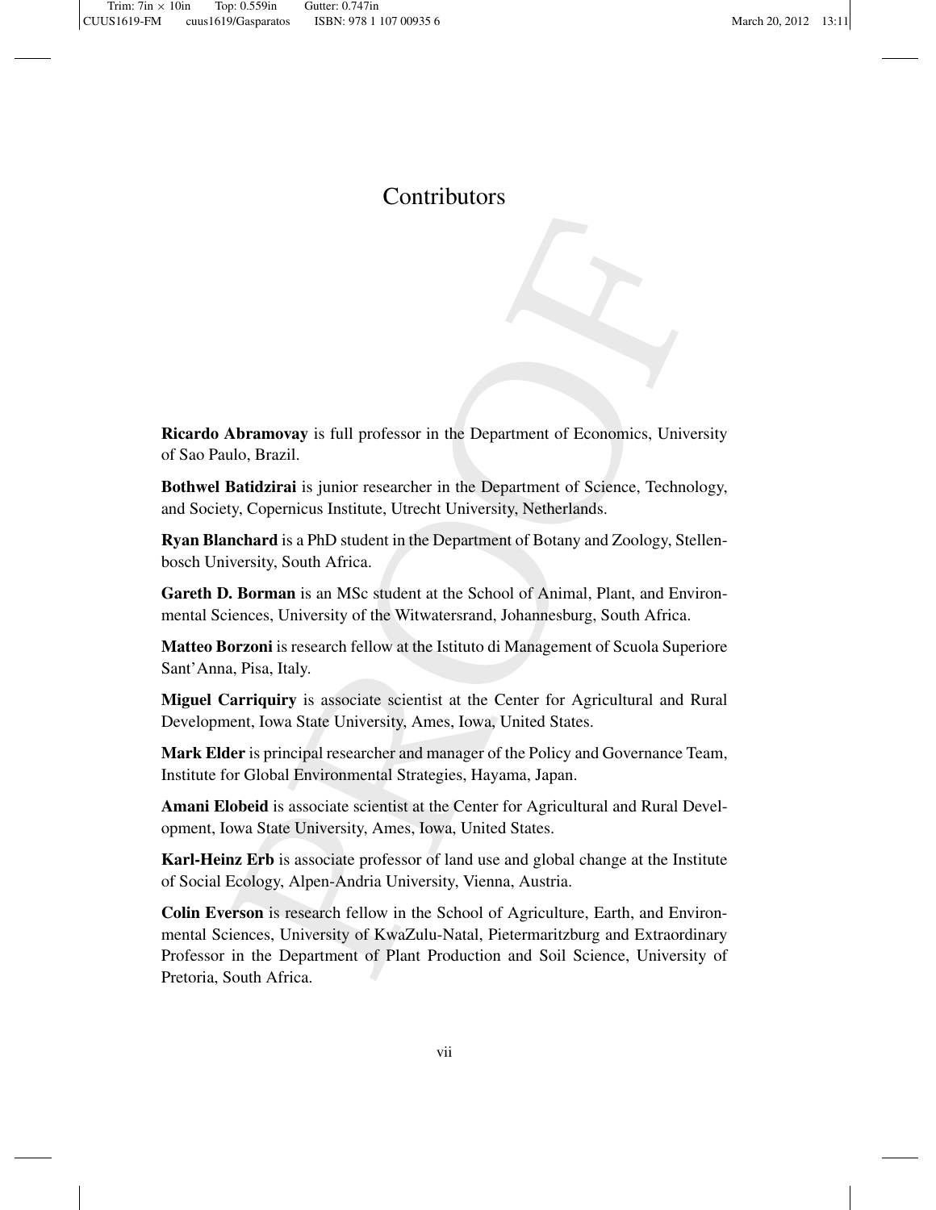# Contributors

**Ricardo Abramovay** is full professor in the Department of Economics, University of Sao Paulo, Brazil.

**Bothwel Batidzirai** is junior researcher in the Department of Science, Technology, and Society, Copernicus Institute, Utrecht University, Netherlands.

**Ryan Blanchard** is a PhD student in the Department of Botany and Zoology, Stellenbosch University, South Africa.

**Gareth D. Borman** is an MSc student at the School of Animal, Plant, and Environmental Sciences, University of the Witwatersrand, Johannesburg, South Africa.

**Matteo Borzoni** is research fellow at the Istituto di Management of Scuola Superiore Sant'Anna, Pisa, Italy.

**Miguel Carriquiry** is associate scientist at the Center for Agricultural and Rural Development, Iowa State University, Ames, Iowa, United States.

**Mark Elder** is principal researcher and manager of the Policy and Governance Team, Institute for Global Environmental Strategies, Hayama, Japan.

**Amani Elobeid** is associate scientist at the Center for Agricultural and Rural Development, Iowa State University, Ames, Iowa, United States.

**Karl-Heinz Erb** is associate professor of land use and global change at the Institute of Social Ecology, Alpen-Andria University, Vienna, Austria.

**Colin Everson** is research fellow in the School of Agriculture, Earth, and Environmental Sciences, University of KwaZulu-Natal, Pietermaritzburg and Extraordinary Professor in the Department of Plant Production and Soil Science, University of Pretoria, South Africa.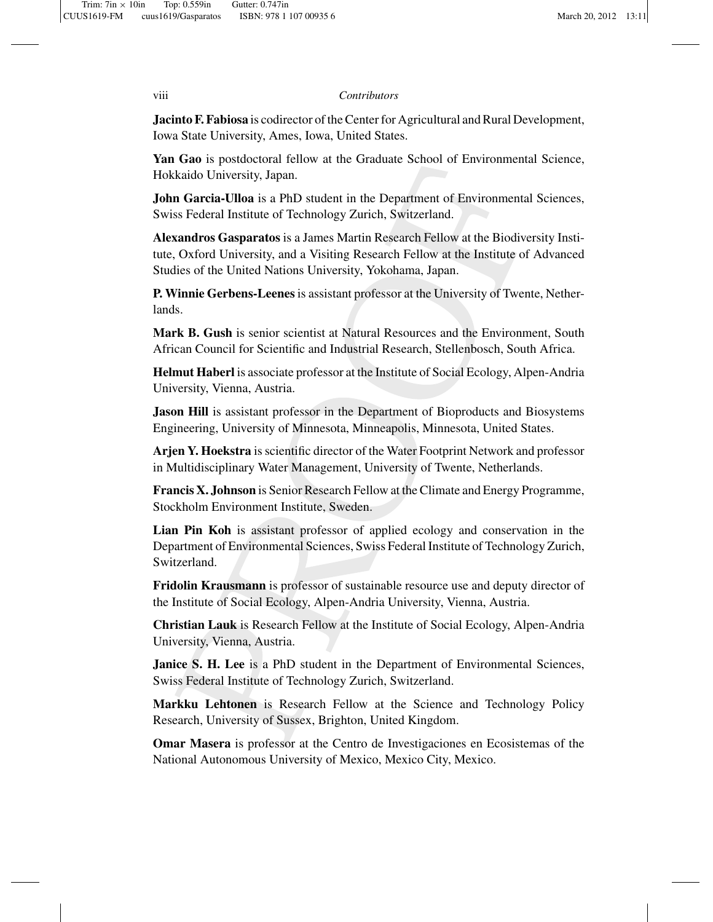**Jacinto F. Fabiosa** is codirector of the Center for Agricultural and Rural Development, Iowa State University, Ames, Iowa, United States.

**Yan Gao** is postdoctoral fellow at the Graduate School of Environmental Science, Hokkaido University, Japan.

**John Garcia-Ulloa** is a PhD student in the Department of Environmental Sciences, Swiss Federal Institute of Technology Zurich, Switzerland.

**Alexandros Gasparatos** is a James Martin Research Fellow at the Biodiversity Institute, Oxford University, and a Visiting Research Fellow at the Institute of Advanced Studies of the United Nations University, Yokohama, Japan.

**P. Winnie Gerbens-Leenes** is assistant professor at the University of Twente, Netherlands.

**Mark B. Gush** is senior scientist at Natural Resources and the Environment, South African Council for Scientific and Industrial Research, Stellenbosch, South Africa.

**Helmut Haberl** is associate professor at the Institute of Social Ecology, Alpen-Andria University, Vienna, Austria.

**Jason Hill** is assistant professor in the Department of Bioproducts and Biosystems Engineering, University of Minnesota, Minneapolis, Minnesota, United States.

**Arjen Y. Hoekstra** is scientific director of the Water Footprint Network and professor in Multidisciplinary Water Management, University of Twente, Netherlands.

**Francis X. Johnson** is Senior Research Fellow at the Climate and Energy Programme, Stockholm Environment Institute, Sweden.

**Lian Pin Koh** is assistant professor of applied ecology and conservation in the Department of Environmental Sciences, Swiss Federal Institute of Technology Zurich, Switzerland.

**Fridolin Krausmann** is professor of sustainable resource use and deputy director of the Institute of Social Ecology, Alpen-Andria University, Vienna, Austria.

**Christian Lauk** is Research Fellow at the Institute of Social Ecology, Alpen-Andria University, Vienna, Austria.

**Janice S. H. Lee** is a PhD student in the Department of Environmental Sciences, Swiss Federal Institute of Technology Zurich, Switzerland.

**Markku Lehtonen** is Research Fellow at the Science and Technology Policy Research, University of Sussex, Brighton, United Kingdom.

**Omar Masera** is professor at the Centro de Investigaciones en Ecosistemas of the National Autonomous University of Mexico, Mexico City, Mexico.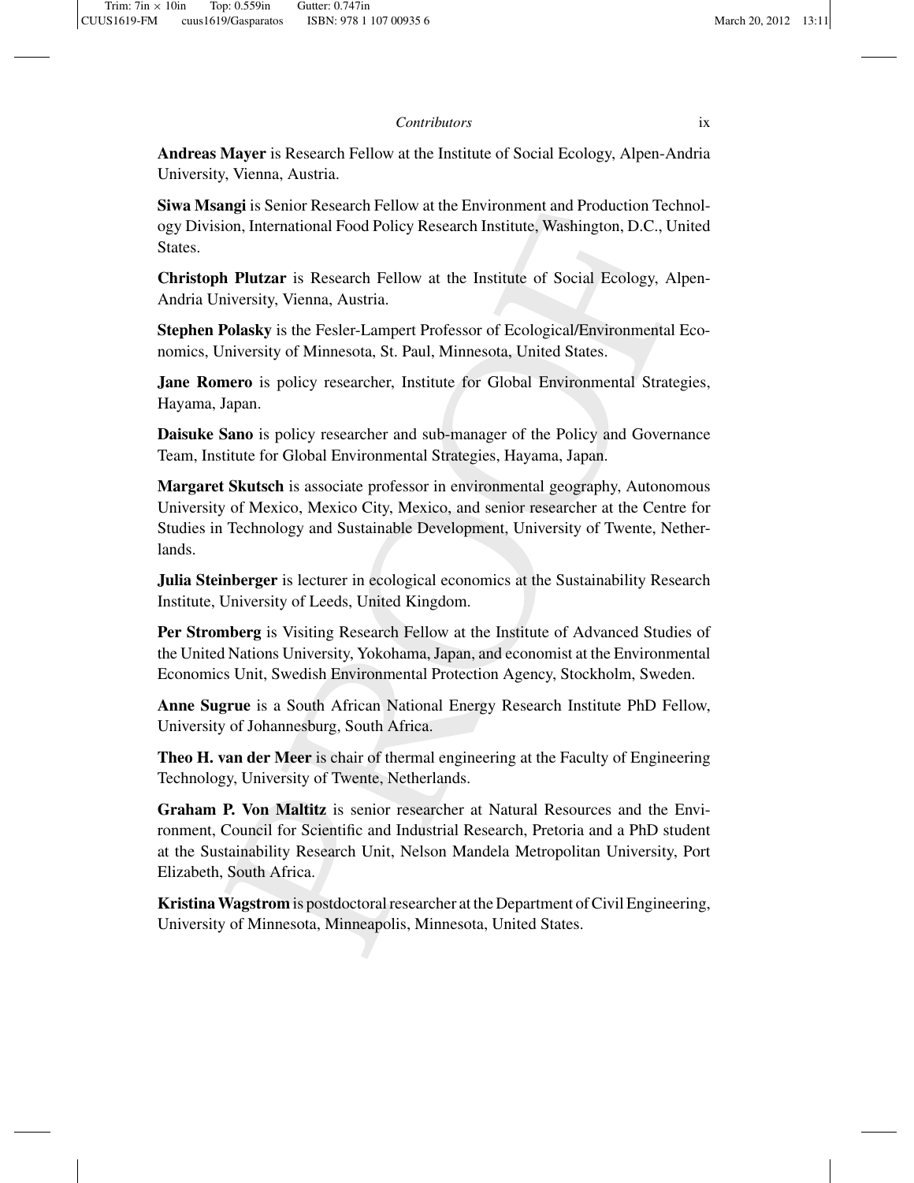**Andreas Mayer** is Research Fellow at the Institute of Social Ecology, Alpen-Andria University, Vienna, Austria.

**Siwa Msangi** is Senior Research Fellow at the Environment and Production Technology Division, International Food Policy Research Institute, Washington, D.C., United States.

**Christoph Plutzar** is Research Fellow at the Institute of Social Ecology, Alpen-Andria University, Vienna, Austria.

**Stephen Polasky** is the Fesler-Lampert Professor of Ecological/Environmental Economics, University of Minnesota, St. Paul, Minnesota, United States.

**Jane Romero** is policy researcher, Institute for Global Environmental Strategies, Hayama, Japan.

**Daisuke Sano** is policy researcher and sub-manager of the Policy and Governance Team, Institute for Global Environmental Strategies, Hayama, Japan.

**Margaret Skutsch** is associate professor in environmental geography, Autonomous University of Mexico, Mexico City, Mexico, and senior researcher at the Centre for Studies in Technology and Sustainable Development, University of Twente, Netherlands.

**Julia Steinberger** is lecturer in ecological economics at the Sustainability Research Institute, University of Leeds, United Kingdom.

**Per Stromberg** is Visiting Research Fellow at the Institute of Advanced Studies of the United Nations University, Yokohama, Japan, and economist at the Environmental Economics Unit, Swedish Environmental Protection Agency, Stockholm, Sweden.

**Anne Sugrue** is a South African National Energy Research Institute PhD Fellow, University of Johannesburg, South Africa.

**Theo H. van der Meer** is chair of thermal engineering at the Faculty of Engineering Technology, University of Twente, Netherlands.

**Graham P. Von Maltitz** is senior researcher at Natural Resources and the Environment, Council for Scientific and Industrial Research, Pretoria and a PhD student at the Sustainability Research Unit, Nelson Mandela Metropolitan University, Port Elizabeth, South Africa.

**Kristina Wagstrom** is postdoctoral researcher at the Department of Civil Engineering, University of Minnesota, Minneapolis, Minnesota, United States.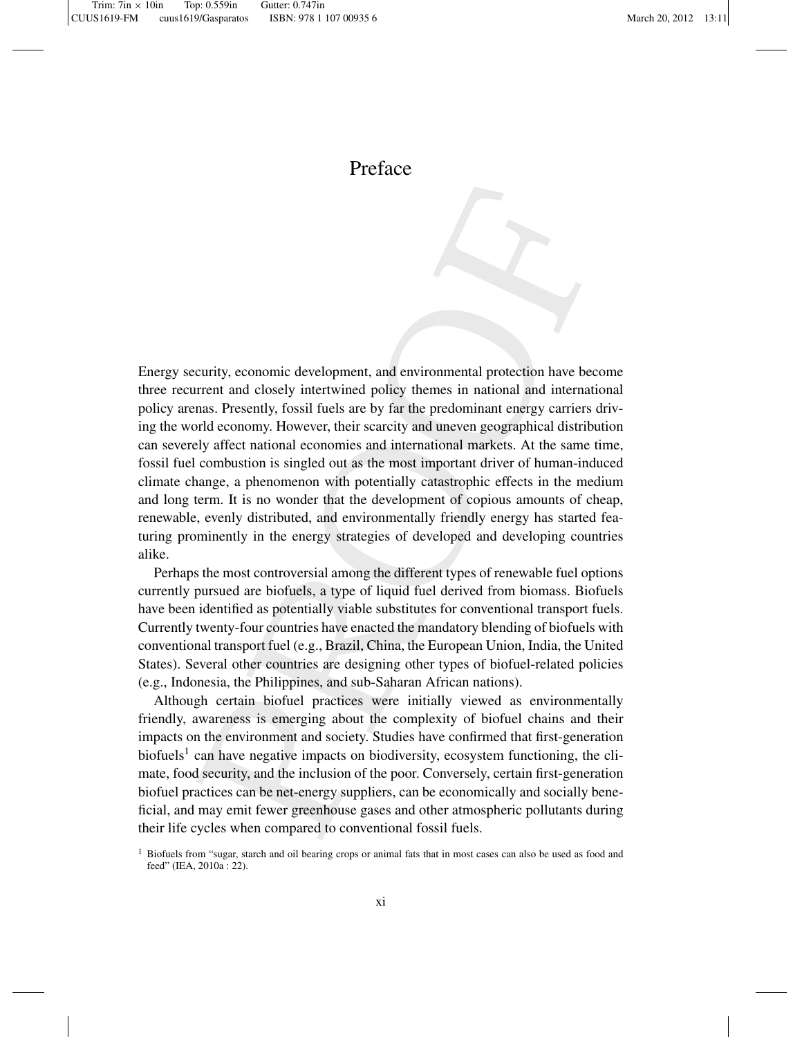# Preface

Energy security, economic development, and environmental protection have become three recurrent and closely intertwined policy themes in national and international policy arenas. Presently, fossil fuels are by far the predominant energy carriers driving the world economy. However, their scarcity and uneven geographical distribution can severely affect national economies and international markets. At the same time, fossil fuel combustion is singled out as the most important driver of human-induced climate change, a phenomenon with potentially catastrophic effects in the medium and long term. It is no wonder that the development of copious amounts of cheap, renewable, evenly distributed, and environmentally friendly energy has started featuring prominently in the energy strategies of developed and developing countries alike.

Perhaps the most controversial among the different types of renewable fuel options currently pursued are biofuels, a type of liquid fuel derived from biomass. Biofuels have been identified as potentially viable substitutes for conventional transport fuels. Currently twenty-four countries have enacted the mandatory blending of biofuels with conventional transport fuel (e.g., Brazil, China, the European Union, India, the United States). Several other countries are designing other types of biofuel-related policies (e.g., Indonesia, the Philippines, and sub-Saharan African nations).

Although certain biofuel practices were initially viewed as environmentally friendly, awareness is emerging about the complexity of biofuel chains and their impacts on the environment and society. Studies have confirmed that first-generation biofuels[1] can have negative impacts on biodiversity, ecosystem functioning, the climate, food security, and the inclusion of the poor. Conversely, certain first-generation biofuel practices can be net-energy suppliers, can be economically and socially beneficial, and may emit fewer greenhouse gases and other atmospheric pollutants during their life cycles when compared to conventional fossil fuels.

[1] Biofuels from "sugar, starch and oil bearing crops or animal fats that in most cases can also be used as food and feed" (IEA, 2010a : 22).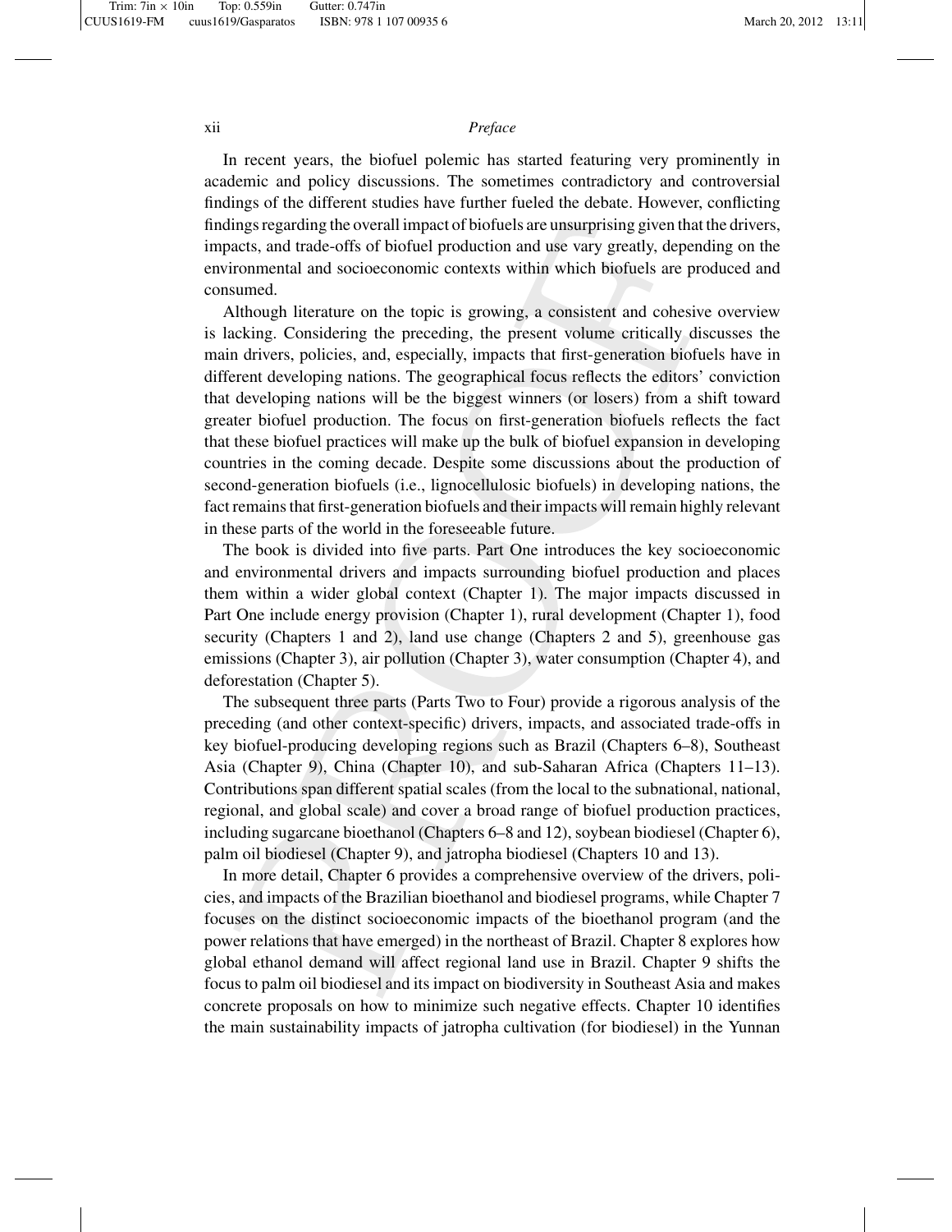In recent years, the biofuel polemic has started featuring very prominently in academic and policy discussions. The sometimes contradictory and controversial findings of the different studies have further fueled the debate. However, conflicting findings regarding the overall impact of biofuels are unsurprising given that the drivers, impacts, and trade-offs of biofuel production and use vary greatly, depending on the environmental and socioeconomic contexts within which biofuels are produced and consumed.

Although literature on the topic is growing, a consistent and cohesive overview is lacking. Considering the preceding, the present volume critically discusses the main drivers, policies, and, especially, impacts that first-generation biofuels have in different developing nations. The geographical focus reflects the editors' conviction that developing nations will be the biggest winners (or losers) from a shift toward greater biofuel production. The focus on first-generation biofuels reflects the fact that these biofuel practices will make up the bulk of biofuel expansion in developing countries in the coming decade. Despite some discussions about the production of second-generation biofuels (i.e., lignocellulosic biofuels) in developing nations, the fact remains that first-generation biofuels and their impacts will remain highly relevant in these parts of the world in the foreseeable future.

The book is divided into five parts. Part One introduces the key socioeconomic and environmental drivers and impacts surrounding biofuel production and places them within a wider global context (Chapter 1). The major impacts discussed in Part One include energy provision (Chapter 1), rural development (Chapter 1), food security (Chapters 1 and 2), land use change (Chapters 2 and 5), greenhouse gas emissions (Chapter 3), air pollution (Chapter 3), water consumption (Chapter 4), and deforestation (Chapter 5).

The subsequent three parts (Parts Two to Four) provide a rigorous analysis of the preceding (and other context-specific) drivers, impacts, and associated trade-offs in key biofuel-producing developing regions such as Brazil (Chapters 6–8), Southeast Asia (Chapter 9), China (Chapter 10), and sub-Saharan Africa (Chapters 11–13). Contributions span different spatial scales (from the local to the subnational, national, regional, and global scale) and cover a broad range of biofuel production practices, including sugarcane bioethanol (Chapters 6–8 and 12), soybean biodiesel (Chapter 6), palm oil biodiesel (Chapter 9), and jatropha biodiesel (Chapters 10 and 13).

In more detail, Chapter 6 provides a comprehensive overview of the drivers, policies, and impacts of the Brazilian bioethanol and biodiesel programs, while Chapter 7 focuses on the distinct socioeconomic impacts of the bioethanol program (and the power relations that have emerged) in the northeast of Brazil. Chapter 8 explores how global ethanol demand will affect regional land use in Brazil. Chapter 9 shifts the focus to palm oil biodiesel and its impact on biodiversity in Southeast Asia and makes concrete proposals on how to minimize such negative effects. Chapter 10 identifies the main sustainability impacts of jatropha cultivation (for biodiesel) in the Yunnan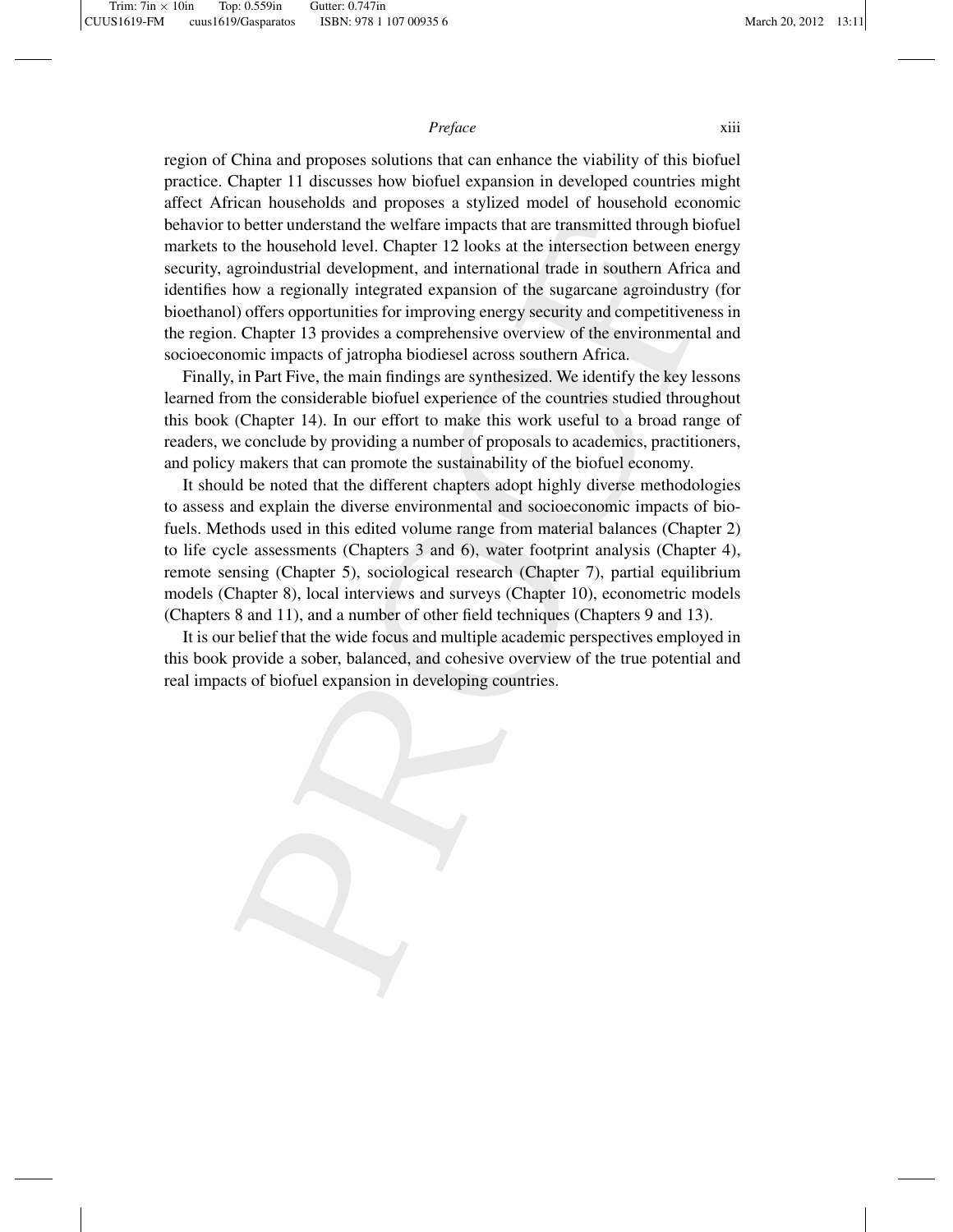region of China and proposes solutions that can enhance the viability of this biofuel practice. Chapter 11 discusses how biofuel expansion in developed countries might affect African households and proposes a stylized model of household economic behavior to better understand the welfare impacts that are transmitted through biofuel markets to the household level. Chapter 12 looks at the intersection between energy security, agroindustrial development, and international trade in southern Africa and identifies how a regionally integrated expansion of the sugarcane agroindustry (for bioethanol) offers opportunities for improving energy security and competitiveness in the region. Chapter 13 provides a comprehensive overview of the environmental and socioeconomic impacts of jatropha biodiesel across southern Africa.

Finally, in Part Five, the main findings are synthesized. We identify the key lessons learned from the considerable biofuel experience of the countries studied throughout this book (Chapter 14). In our effort to make this work useful to a broad range of readers, we conclude by providing a number of proposals to academics, practitioners, and policy makers that can promote the sustainability of the biofuel economy.

It should be noted that the different chapters adopt highly diverse methodologies to assess and explain the diverse environmental and socioeconomic impacts of biofuels. Methods used in this edited volume range from material balances (Chapter 2) to life cycle assessments (Chapters 3 and 6), water footprint analysis (Chapter 4), remote sensing (Chapter 5), sociological research (Chapter 7), partial equilibrium models (Chapter 8), local interviews and surveys (Chapter 10), econometric models (Chapters 8 and 11), and a number of other field techniques (Chapters 9 and 13).

It is our belief that the wide focus and multiple academic perspectives employed in this book provide a sober, balanced, and cohesive overview of the true potential and real impacts of biofuel expansion in developing countries.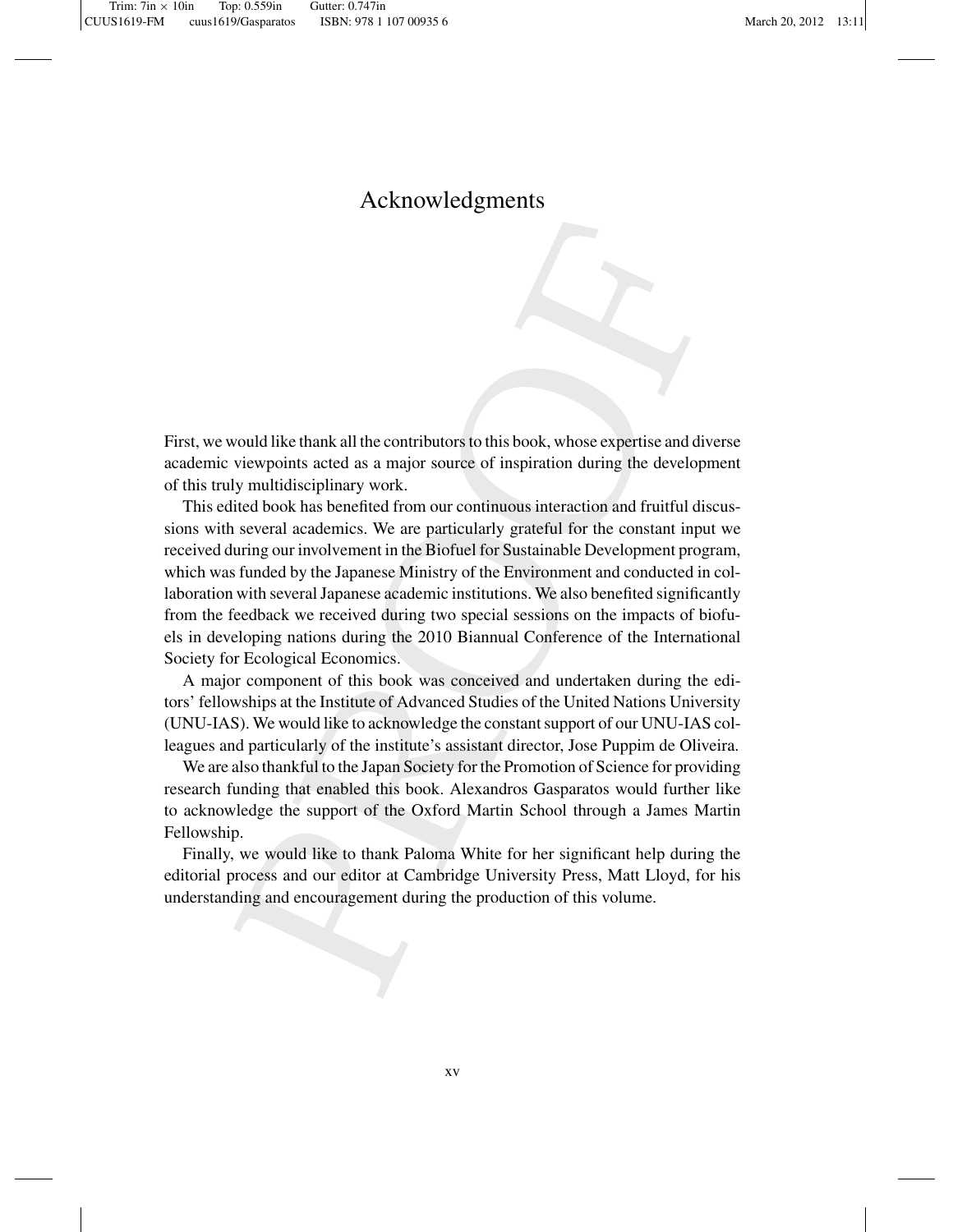# Acknowledgments

First, we would like thank all the contributors to this book, whose expertise and diverse academic viewpoints acted as a major source of inspiration during the development of this truly multidisciplinary work.

This edited book has benefited from our continuous interaction and fruitful discussions with several academics. We are particularly grateful for the constant input we received during our involvement in the Biofuel for Sustainable Development program, which was funded by the Japanese Ministry of the Environment and conducted in collaboration with several Japanese academic institutions. We also benefited significantly from the feedback we received during two special sessions on the impacts of biofuels in developing nations during the 2010 Biannual Conference of the International Society for Ecological Economics.

A major component of this book was conceived and undertaken during the editors' fellowships at the Institute of Advanced Studies of the United Nations University (UNU-IAS). We would like to acknowledge the constant support of our UNU-IAS colleagues and particularly of the institute's assistant director, Jose Puppim de Oliveira.

We are also thankful to the Japan Society for the Promotion of Science for providing research funding that enabled this book. Alexandros Gasparatos would further like to acknowledge the support of the Oxford Martin School through a James Martin Fellowship.

Finally, we would like to thank Paloma White for her significant help during the editorial process and our editor at Cambridge University Press, Matt Lloyd, for his understanding and encouragement during the production of this volume.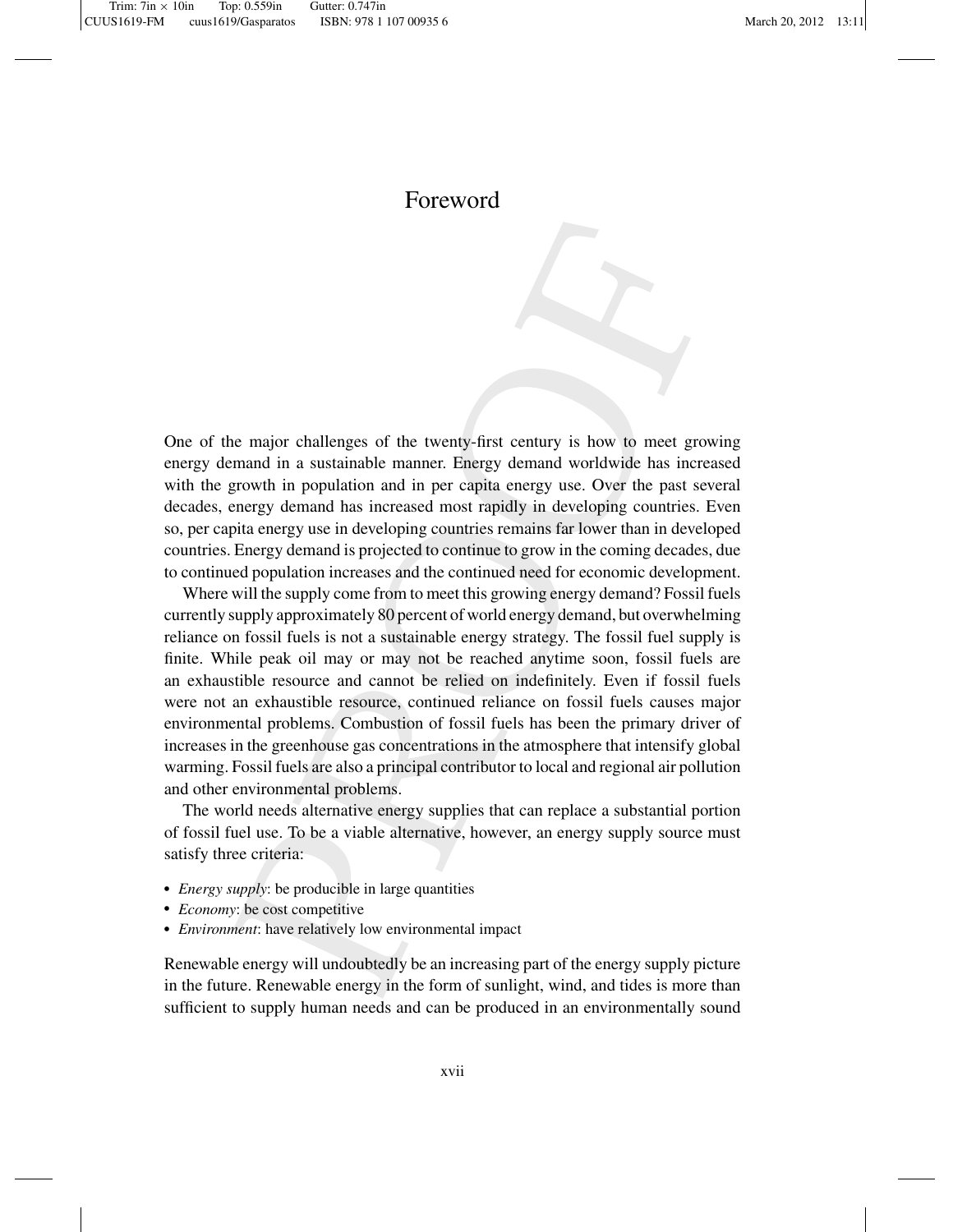# Foreword

One of the major challenges of the twenty-first century is how to meet growing energy demand in a sustainable manner. Energy demand worldwide has increased with the growth in population and in per capita energy use. Over the past several decades, energy demand has increased most rapidly in developing countries. Even so, per capita energy use in developing countries remains far lower than in developed countries. Energy demand is projected to continue to grow in the coming decades, due to continued population increases and the continued need for economic development.

Where will the supply come from to meet this growing energy demand? Fossil fuels currently supply approximately 80 percent of world energy demand, but overwhelming reliance on fossil fuels is not a sustainable energy strategy. The fossil fuel supply is finite. While peak oil may or may not be reached anytime soon, fossil fuels are an exhaustible resource and cannot be relied on indefinitely. Even if fossil fuels were not an exhaustible resource, continued reliance on fossil fuels causes major environmental problems. Combustion of fossil fuels has been the primary driver of increases in the greenhouse gas concentrations in the atmosphere that intensify global warming. Fossil fuels are also a principal contributor to local and regional air pollution and other environmental problems.

The world needs alternative energy supplies that can replace a substantial portion of fossil fuel use. To be a viable alternative, however, an energy supply source must satisfy three criteria:

- *Energy supply*: be producible in large quantities
- *Economy*: be cost competitive
- *Environment*: have relatively low environmental impact

Renewable energy will undoubtedly be an increasing part of the energy supply picture in the future. Renewable energy in the form of sunlight, wind, and tides is more than sufficient to supply human needs and can be produced in an environmentally sound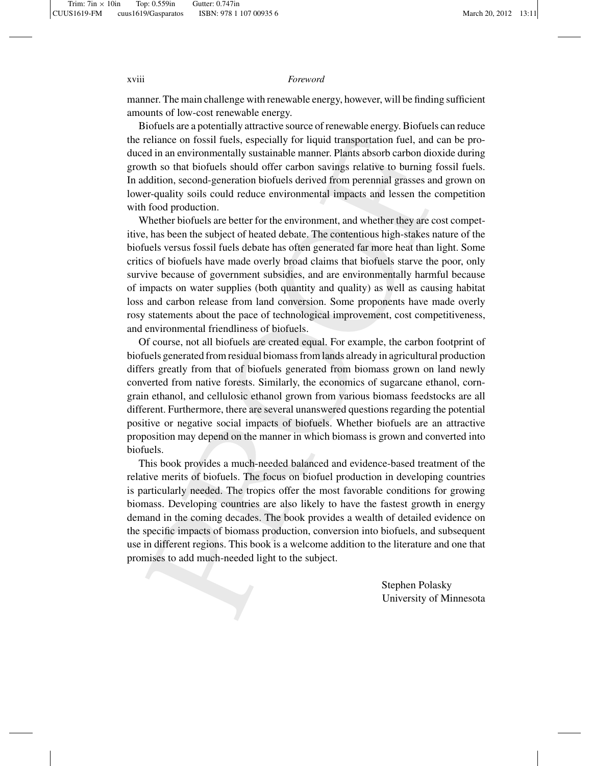manner. The main challenge with renewable energy, however, will be finding sufficient amounts of low-cost renewable energy.

Biofuels are a potentially attractive source of renewable energy. Biofuels can reduce the reliance on fossil fuels, especially for liquid transportation fuel, and can be produced in an environmentally sustainable manner. Plants absorb carbon dioxide during growth so that biofuels should offer carbon savings relative to burning fossil fuels. In addition, second-generation biofuels derived from perennial grasses and grown on lower-quality soils could reduce environmental impacts and lessen the competition with food production.

Whether biofuels are better for the environment, and whether they are cost competitive, has been the subject of heated debate. The contentious high-stakes nature of the biofuels versus fossil fuels debate has often generated far more heat than light. Some critics of biofuels have made overly broad claims that biofuels starve the poor, only survive because of government subsidies, and are environmentally harmful because of impacts on water supplies (both quantity and quality) as well as causing habitat loss and carbon release from land conversion. Some proponents have made overly rosy statements about the pace of technological improvement, cost competitiveness, and environmental friendliness of biofuels.

Of course, not all biofuels are created equal. For example, the carbon footprint of biofuels generated from residual biomass from lands already in agricultural production differs greatly from that of biofuels generated from biomass grown on land newly converted from native forests. Similarly, the economics of sugarcane ethanol, corn-grain ethanol, and cellulosic ethanol grown from various biomass feedstocks are all different. Furthermore, there are several unanswered questions regarding the potential positive or negative social impacts of biofuels. Whether biofuels are an attractive proposition may depend on the manner in which biomass is grown and converted into biofuels.

This book provides a much-needed balanced and evidence-based treatment of the relative merits of biofuels. The focus on biofuel production in developing countries is particularly needed. The tropics offer the most favorable conditions for growing biomass. Developing countries are also likely to have the fastest growth in energy demand in the coming decades. The book provides a wealth of detailed evidence on the specific impacts of biomass production, conversion into biofuels, and subsequent use in different regions. This book is a welcome addition to the literature and one that promises to add much-needed light to the subject.

Stephen Polasky
University of Minnesota